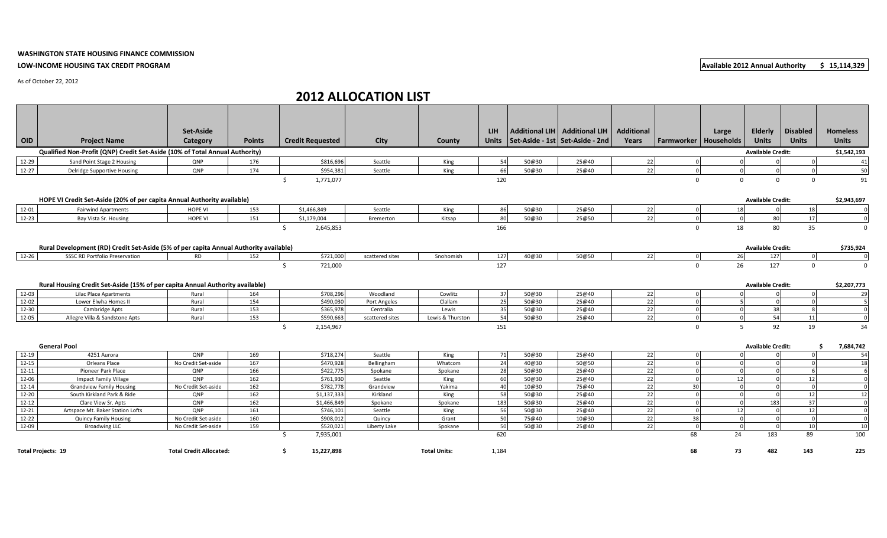**WASHINGTON STATE HOUSING FINANCE COMMISSION**

**LOW-INCOME HOUSING TAX CREDIT PROGRAM**

**Available 2012 Annual Authority $ 15,114,329**

As of October 22, 2012

# 2012 ALLOCATION LIST

| OID | Project Name | Set-Aside Category | Points | Credit Requested | City | County | LIH Units | Additional LIH Set-Aside - 1st | Additional LIH Set-Aside - 2nd | Additional Years | Farmworker | Large Households | Elderly Units | Disabled Units | Homeless Units |
|---|---|---|---|---|---|---|---|---|---|---|---|---|---|---|---|
| **Qualified Non-Profit (QNP) Credit Set-Aside (10% of Total Annual Authority)** | | | | | | | | | | | | | **Available Credit:** | | **$1,542,193** |
| 12-29 | Sand Point Stage 2 Housing | QNP | 176 | $816,696 | Seattle | King | 54 | 50@30 | 25@40 | 22 | 0 | 0 | 0 | 0 | 41 |
| 12-27 | Delridge Supportive Housing | QNP | 174 | $954,381 | Seattle | King | 66 | 50@30 | 25@40 | 22 | 0 | 0 | 0 | 0 | 50 |
| | | | | $ 1,771,077 | | | 120 | | | | 0 | 0 | 0 | 0 | 91 |
| **HOPE VI Credit Set-Aside (20% of per capita Annual Authority available)** | | | | | | | | | | | | | **Available Credit:** | | **$2,943,697** |
| 12-01 | Fairwind Apartments | HOPE VI | 153 | $1,466,849 | Seattle | King | 86 | 50@30 | 25@50 | 22 | 0 | 18 | 0 | 18 | 0 |
| 12-23 | Bay Vista Sr. Housing | HOPE VI | 151 | $1,179,004 | Bremerton | Kitsap | 80 | 50@30 | 25@50 | 22 | 0 | 0 | 80 | 17 | 0 |
| | | | | $ 2,645,853 | | | 166 | | | | 0 | 18 | 80 | 35 | 0 |
| **Rural Development (RD) Credit Set-Aside (5% of per capita Annual Authority available)** | | | | | | | | | | | | | **Available Credit:** | | **$735,924** |
| 12-26 | SSSC RD Portfolio Preservation | RD | 152 | $721,000 | scattered sites | Snohomish | 127 | 40@30 | 50@50 | 22 | 0 | 26 | 127 | 0 | 0 |
| | | | | $ 721,000 | | | 127 | | | | 0 | 26 | 127 | 0 | 0 |
| **Rural Housing Credit Set-Aside (15% of per capita Annual Authority available)** | | | | | | | | | | | | | **Available Credit:** | | **$2,207,773** |
| 12-03 | Lilac Place Apartments | Rural | 164 | $708,296 | Woodland | Cowlitz | 37 | 50@30 | 25@40 | 22 | 0 | 0 | 0 | 0 | 29 |
| 12-02 | Lower Elwha Homes II | Rural | 154 | $490,030 | Port Angeles | Clallam | 25 | 50@30 | 25@40 | 22 | 0 | 5 | 0 | 0 | 5 |
| 12-30 | Cambridge Apts | Rural | 153 | $365,978 | Centralia | Lewis | 35 | 50@30 | 25@40 | 22 | 0 | 0 | 38 | 8 | 0 |
| 12-05 | Allegre Villa & Sandstone Apts | Rural | 153 | $590,663 | scattered sites | Lewis & Thurston | 54 | 50@30 | 25@40 | 22 | 0 | 0 | 54 | 11 | 0 |
| | | | | $ 2,154,967 | | | 151 | | | | 0 | 5 | 92 | 19 | 34 |
| **General Pool** | | | | | | | | | | | | | **Available Credit:** | | **$ 7,684,742** |
| 12-19 | 4251 Aurora | QNP | 169 | $718,274 | Seattle | King | 71 | 50@30 | 25@40 | 22 | 0 | 0 | 0 | 0 | 54 |
| 12-15 | Orleans Place | No Credit Set-aside | 167 | $470,928 | Bellingham | Whatcom | 24 | 40@30 | 50@50 | 22 | 0 | 0 | 0 | 0 | 18 |
| 12-11 | Pioneer Park Place | QNP | 166 | $422,775 | Spokane | Spokane | 28 | 50@30 | 25@40 | 22 | 0 | 0 | 0 | 6 | 6 |
| 12-06 | Impact Family Village | QNP | 162 | $761,930 | Seattle | King | 60 | 50@30 | 25@40 | 22 | 0 | 12 | 0 | 12 | 0 |
| 12-14 | Grandview Family Housing | No Credit Set-aside | 162 | $782,778 | Grandview | Yakima | 40 | 10@30 | 75@40 | 22 | 30 | 0 | 0 | 0 | 0 |
| 12-20 | South Kirkland Park & Ride | QNP | 162 | $1,137,333 | Kirkland | King | 58 | 50@30 | 25@40 | 22 | 0 | 0 | 0 | 12 | 12 |
| 12-12 | Clare View Sr. Apts | QNP | 162 | $1,466,849 | Spokane | Spokane | 183 | 50@30 | 25@40 | 22 | 0 | 0 | 183 | 37 | 0 |
| 12-21 | Artspace Mt. Baker Station Lofts | QNP | 161 | $746,101 | Seattle | King | 56 | 50@30 | 25@40 | 22 | 0 | 12 | 0 | 12 | 0 |
| 12-22 | Quincy Family Housing | No Credit Set-aside | 160 | $908,012 | Quincy | Grant | 50 | 75@40 | 10@30 | 22 | 38 | 0 | 0 | 0 | 0 |
| 12-09 | Broadwing LLC | No Credit Set-aside | 159 | $520,021 | Liberty Lake | Spokane | 50 | 50@30 | 25@40 | 22 | 0 | 0 | 0 | 10 | 10 |
| | | | | $ 7,935,001 | | | 620 | | | | 68 | 24 | 183 | 89 | 100 |
| **Total Projects: 19** | | **Total Credit Allocated:** | | **$ 15,227,898** | | **Total Units:** | **1,184** | | | | **68** | **73** | **482** | **143** | **225** |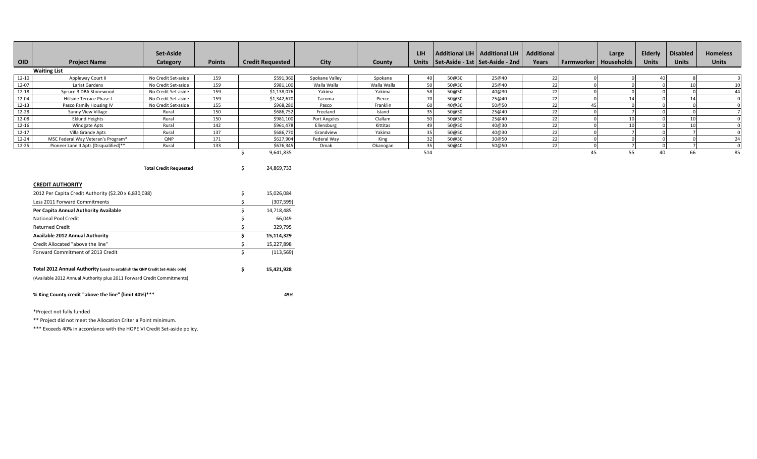| OID | Project Name | Set-Aside Category | Points | Credit Requested | City | County | LIH Units | Additional LIH Set-Aside - 1st | Additional LIH Set-Aside - 2nd | Additional Years | Farmworker | Large Households | Elderly Units | Disabled Units | Homeless Units |
|---|---|---|---|---|---|---|---|---|---|---|---|---|---|---|---|
| | **Waiting List** | | | | | | | | | | | | | | |
| 12-10 | Appleway Court II | No Credit Set-aside | 159 | $591,360 | Spokane Valley | Spokane | 40 | 50@30 | 25@40 | 22 | 0 | 0 | 40 | 8 | 0 |
| 12-07 | Lariat Gardens | No Credit Set-aside | 159 | $981,100 | Walla Walla | Walla Walla | 50 | 50@30 | 25@40 | 22 | 0 | 0 | 0 | 10 | 10 |
| 12-18 | Spruce 3 DBA Stonewood | No Credit Set-aside | 159 | $1,138,076 | Yakima | Yakima | 58 | 50@50 | 40@30 | 22 | 0 | 0 | 0 | 0 | 44 |
| 12-04 | Hillside Terrace Phase I | No Credit Set-aside | 159 | $1,342,670 | Tacoma | Pierce | 70 | 50@30 | 25@40 | 22 | 0 | 14 | 0 | 14 | 0 |
| 12-13 | Pasco Family Housing IV | No Credit Set-aside | 155 | $968,280 | Pasco | Franklin | 60 | 40@30 | 50@50 | 22 | 45 | 0 | 0 | 0 | 0 |
| 12-28 | Sunny View Village | Rural | 150 | $686,752 | Freeland | Island | 35 | 50@30 | 25@40 | 22 | 0 | 7 | 0 | 0 | 7 |
| 12-08 | Eklund Heights | Rural | 150 | $981,100 | Port Angeles | Clallam | 50 | 50@30 | 25@40 | 22 | 0 | 10 | 0 | 10 | 0 |
| 12-16 | Windgate Apts | Rural | 142 | $961,478 | Ellensburg | Kittitas | 49 | 50@50 | 40@30 | 22 | 0 | 10 | 0 | 10 | 0 |
| 12-17 | Villa Grande Apts | Rural | 137 | $686,770 | Grandview | Yakima | 35 | 50@50 | 40@30 | 22 | 0 | 7 | 0 | 7 | 0 |
| 12-24 | MSC Federal Way Veteran's Program* | QNP | 171 | $627,904 | Federal Way | King | 32 | 50@30 | 30@50 | 22 | 0 | 0 | 0 | 0 | 24 |
| 12-25 | Pioneer Lane II Apts (Disqualified)** | Rural | 133 | $676,345 | Omak | Okanogan | 35 | 50@40 | 50@50 | 22 | 0 | 7 | 0 | 7 | 0 |
| | | | | $ 9,641,835 | | | 514 | | | | 45 | 55 | 40 | 66 | 85 |

**Total Credit Requested** $ 24,869,733

**CREDIT AUTHORITY**

| | |
|---|---|
| 2012 Per Capita Credit Authority ($2.20 x 6,830,038) | $ 15,026,084 |
| Less 2011 Forward Commitments | $ (307,599) |
| **Per Capita Annual Authority Available** | $ 14,718,485 |
| National Pool Credit | $ 66,049 |
| Returned Credit | $ 329,795 |
| **Available 2012 Annual Authority** | **$ 15,114,329** |
| Credit Allocated "above the line" | $ 15,227,898 |
| Forward Commitment of 2013 Credit | $ (113,569) |
| **Total 2012 Annual Authority** (used to establish the QNP Credit Set-Aside only) | **$ 15,421,928** |

(Available 2012 Annual Authority plus 2011 Forward Credit Commitments)

**% King County credit "above the line" (limit 40%)\*\*\*** **45%**

*Project not fully funded

** Project did not meet the Allocation Criteria Point minimum.

*** Exceeds 40% in accordance with the HOPE VI Credit Set-aside policy.